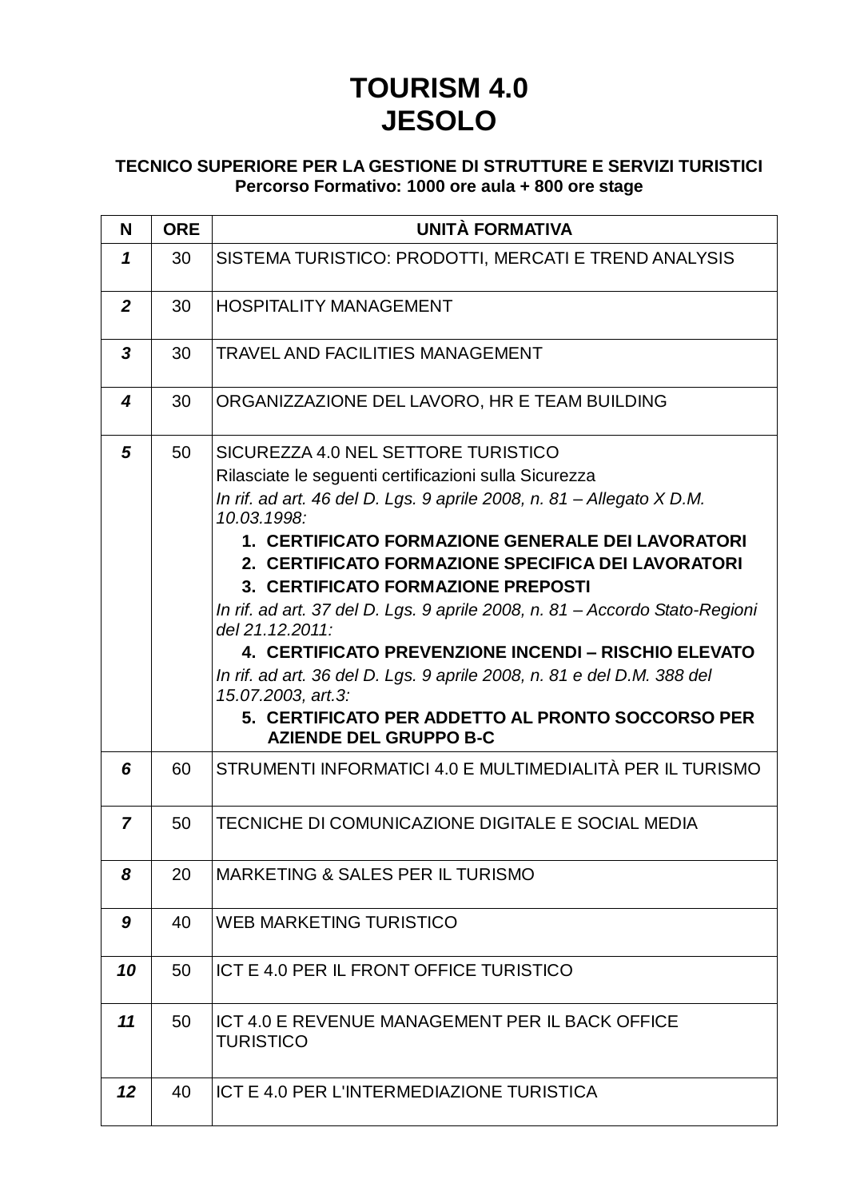# TOURISM 4.0
# JESOLO

**TECNICO SUPERIORE PER LA GESTIONE DI STRUTTURE E SERVIZI TURISTICI**
**Percorso Formativo: 1000 ore aula + 800 ore stage**

| N | ORE | UNITÀ FORMATIVA |
|---|---|---|
| ***1*** | 30 | SISTEMA TURISTICO: PRODOTTI, MERCATI E TREND ANALYSIS |
| ***2*** | 30 | HOSPITALITY MANAGEMENT |
| ***3*** | 30 | TRAVEL AND FACILITIES MANAGEMENT |
| ***4*** | 30 | ORGANIZZAZIONE DEL LAVORO, HR E TEAM BUILDING |
| ***5*** | 50 | SICUREZZA 4.0 NEL SETTORE TURISTICO<br>Rilasciate le seguenti certificazioni sulla Sicurezza<br>*In rif. ad art. 46 del D. Lgs. 9 aprile 2008, n. 81 – Allegato X D.M. 10.03.1998:*<br>**1. CERTIFICATO FORMAZIONE GENERALE DEI LAVORATORI**<br>**2. CERTIFICATO FORMAZIONE SPECIFICA DEI LAVORATORI**<br>**3. CERTIFICATO FORMAZIONE PREPOSTI**<br>*In rif. ad art. 37 del D. Lgs. 9 aprile 2008, n. 81 – Accordo Stato-Regioni del 21.12.2011:*<br>**4. CERTIFICATO PREVENZIONE INCENDI – RISCHIO ELEVATO**<br>*In rif. ad art. 36 del D. Lgs. 9 aprile 2008, n. 81 e del D.M. 388 del 15.07.2003, art.3:*<br>**5. CERTIFICATO PER ADDETTO AL PRONTO SOCCORSO PER AZIENDE DEL GRUPPO B-C** |
| ***6*** | 60 | STRUMENTI INFORMATICI 4.0 E MULTIMEDIALITÀ PER IL TURISMO |
| ***7*** | 50 | TECNICHE DI COMUNICAZIONE DIGITALE E SOCIAL MEDIA |
| ***8*** | 20 | MARKETING & SALES PER IL TURISMO |
| ***9*** | 40 | WEB MARKETING TURISTICO |
| ***10*** | 50 | ICT E 4.0 PER IL FRONT OFFICE TURISTICO |
| ***11*** | 50 | ICT 4.0 E REVENUE MANAGEMENT PER IL BACK OFFICE TURISTICO |
| ***12*** | 40 | ICT E 4.0 PER L'INTERMEDIAZIONE TURISTICA |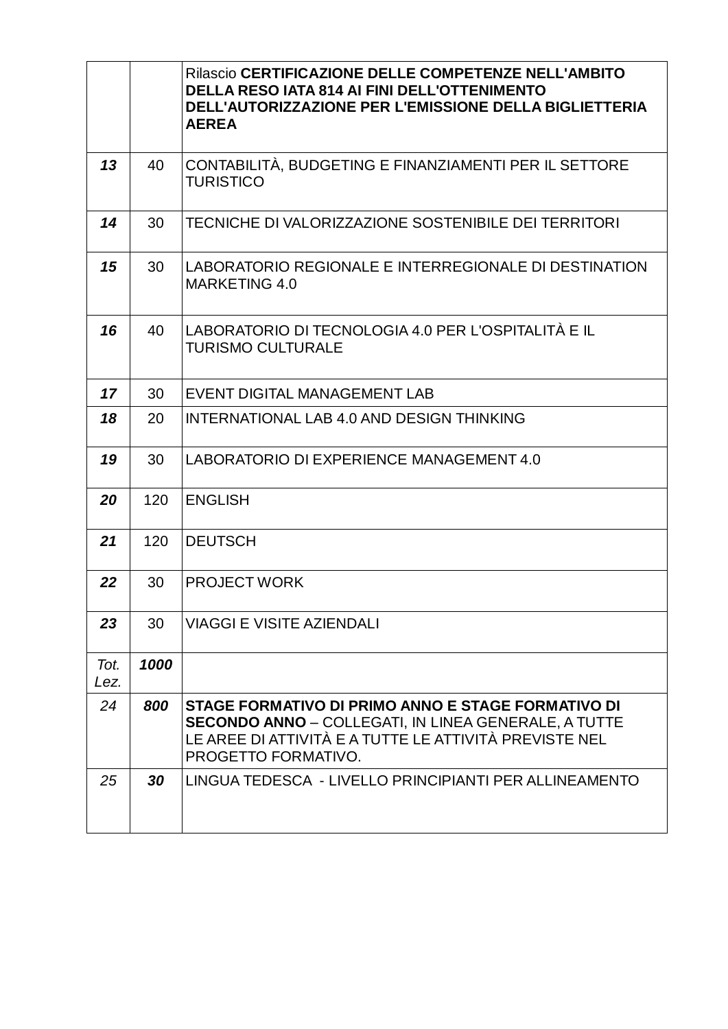| | | |
|---|---|---|
| | | Rilascio **CERTIFICAZIONE DELLE COMPETENZE NELL'AMBITO DELLA RESO IATA 814 AI FINI DELL'OTTENIMENTO DELL'AUTORIZZAZIONE PER L'EMISSIONE DELLA BIGLIETTERIA AEREA** |
| ***13*** | 40 | CONTABILITÀ, BUDGETING E FINANZIAMENTI PER IL SETTORE TURISTICO |
| ***14*** | 30 | TECNICHE DI VALORIZZAZIONE SOSTENIBILE DEI TERRITORI |
| ***15*** | 30 | LABORATORIO REGIONALE E INTERREGIONALE DI DESTINATION MARKETING 4.0 |
| ***16*** | 40 | LABORATORIO DI TECNOLOGIA 4.0 PER L'OSPITALITÀ E IL TURISMO CULTURALE |
| ***17*** | 30 | EVENT DIGITAL MANAGEMENT LAB |
| ***18*** | 20 | INTERNATIONAL LAB 4.0 AND DESIGN THINKING |
| ***19*** | 30 | LABORATORIO DI EXPERIENCE MANAGEMENT 4.0 |
| ***20*** | 120 | ENGLISH |
| ***21*** | 120 | DEUTSCH |
| ***22*** | 30 | PROJECT WORK |
| ***23*** | 30 | VIAGGI E VISITE AZIENDALI |
| *Tot. Lez.* | ***1000*** | |
| *24* | ***800*** | **STAGE FORMATIVO DI PRIMO ANNO E STAGE FORMATIVO DI SECONDO ANNO** – COLLEGATI, IN LINEA GENERALE, A TUTTE LE AREE DI ATTIVITÀ E A TUTTE LE ATTIVITÀ PREVISTE NEL PROGETTO FORMATIVO. |
| *25* | ***30*** | LINGUA TEDESCA - LIVELLO PRINCIPIANTI PER ALLINEAMENTO |